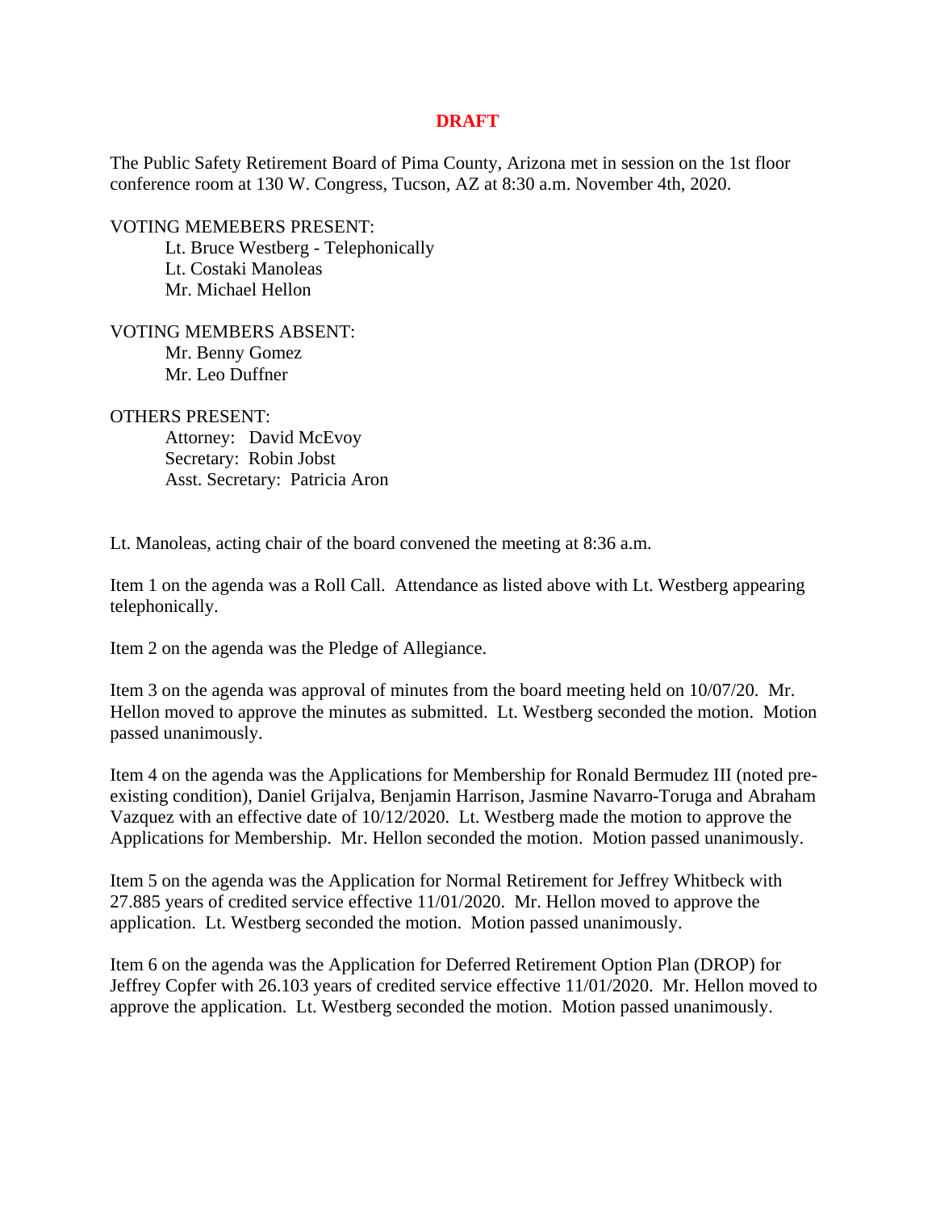**DRAFT**

The Public Safety Retirement Board of Pima County, Arizona met in session on the 1st floor conference room at 130 W. Congress, Tucson, AZ at 8:30 a.m. November 4th, 2020.

VOTING MEMEBERS PRESENT:

Lt. Bruce Westberg - Telephonically
Lt. Costaki Manoleas
Mr. Michael Hellon

VOTING MEMBERS ABSENT:

Mr. Benny Gomez
Mr. Leo Duffner

OTHERS PRESENT:

Attorney: David McEvoy
Secretary: Robin Jobst
Asst. Secretary: Patricia Aron

Lt. Manoleas, acting chair of the board convened the meeting at 8:36 a.m.

Item 1 on the agenda was a Roll Call. Attendance as listed above with Lt. Westberg appearing telephonically.

Item 2 on the agenda was the Pledge of Allegiance.

Item 3 on the agenda was approval of minutes from the board meeting held on 10/07/20. Mr. Hellon moved to approve the minutes as submitted. Lt. Westberg seconded the motion. Motion passed unanimously.

Item 4 on the agenda was the Applications for Membership for Ronald Bermudez III (noted pre-existing condition), Daniel Grijalva, Benjamin Harrison, Jasmine Navarro-Toruga and Abraham Vazquez with an effective date of 10/12/2020. Lt. Westberg made the motion to approve the Applications for Membership. Mr. Hellon seconded the motion. Motion passed unanimously.

Item 5 on the agenda was the Application for Normal Retirement for Jeffrey Whitbeck with 27.885 years of credited service effective 11/01/2020. Mr. Hellon moved to approve the application. Lt. Westberg seconded the motion. Motion passed unanimously.

Item 6 on the agenda was the Application for Deferred Retirement Option Plan (DROP) for Jeffrey Copfer with 26.103 years of credited service effective 11/01/2020. Mr. Hellon moved to approve the application. Lt. Westberg seconded the motion. Motion passed unanimously.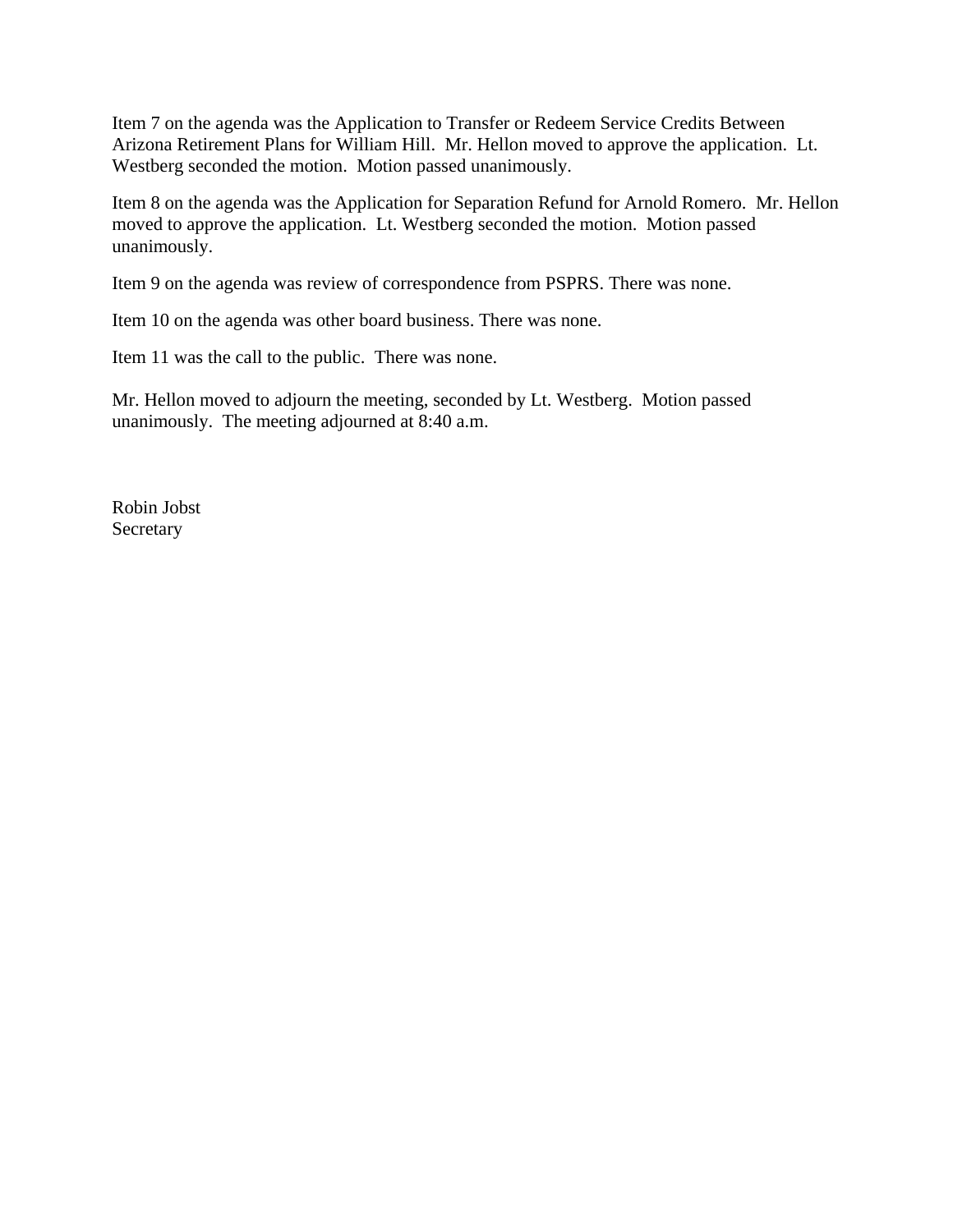Item 7 on the agenda was the Application to Transfer or Redeem Service Credits Between Arizona Retirement Plans for William Hill. Mr. Hellon moved to approve the application. Lt. Westberg seconded the motion. Motion passed unanimously.

Item 8 on the agenda was the Application for Separation Refund for Arnold Romero. Mr. Hellon moved to approve the application. Lt. Westberg seconded the motion. Motion passed unanimously.

Item 9 on the agenda was review of correspondence from PSPRS. There was none.

Item 10 on the agenda was other board business. There was none.

Item 11 was the call to the public. There was none.

Mr. Hellon moved to adjourn the meeting, seconded by Lt. Westberg. Motion passed unanimously. The meeting adjourned at 8:40 a.m.

Robin Jobst
Secretary